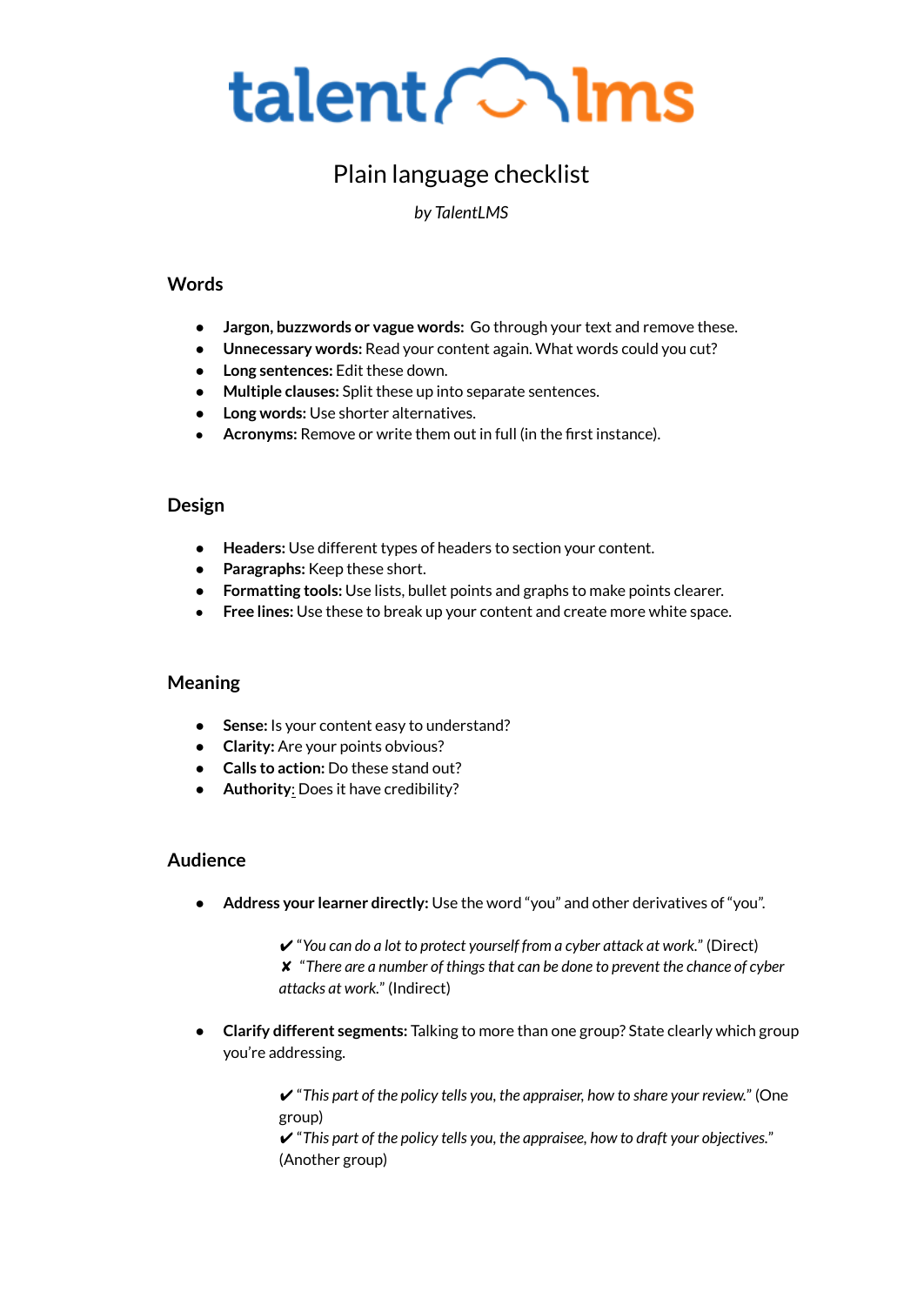# Plain language checklist

*by TalentLMS*

## Words

- **Jargon, buzzwords or vague words:** Go through your text and remove these.
- **Unnecessary words:** Read your content again. What words could you cut?
- **Long sentences:** Edit these down.
- **Multiple clauses:** Split these up into separate sentences.
- **Long words:** Use shorter alternatives.
- **Acronyms:** Remove or write them out in full (in the first instance).

## Design

- **Headers:** Use different types of headers to section your content.
- **Paragraphs:** Keep these short.
- **Formatting tools:** Use lists, bullet points and graphs to make points clearer.
- **Free lines:** Use these to break up your content and create more white space.

## Meaning

- **Sense:** Is your content easy to understand?
- **Clarity:** Are your points obvious?
- **Calls to action:** Do these stand out?
- **Authority:** Does it have credibility?

## Audience

- **Address your learner directly:** Use the word "you" and other derivatives of "you".

  ✔ "*You can do a lot to protect yourself from a cyber attack at work.*" (Direct)
  ✘ "*There are a number of things that can be done to prevent the chance of cyber attacks at work.*" (Indirect)

- **Clarify different segments:** Talking to more than one group? State clearly which group you're addressing.

  ✔ "*This part of the policy tells you, the appraiser, how to share your review.*" (One group)
  ✔ "*This part of the policy tells you, the appraisee, how to draft your objectives.*" (Another group)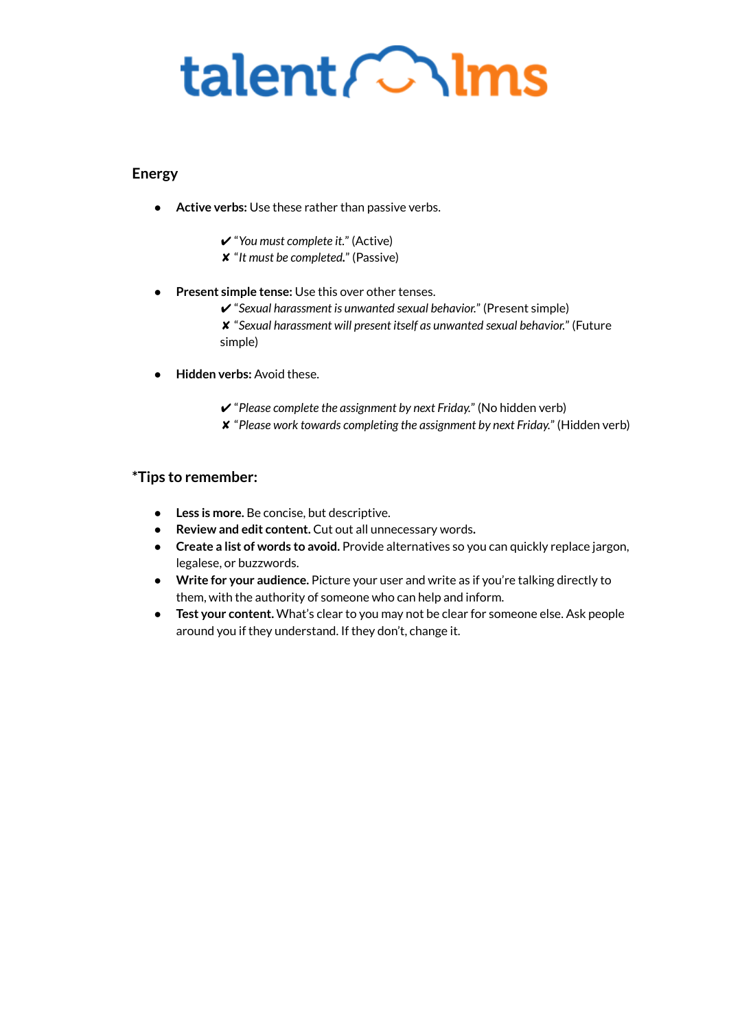## Energy

- **Active verbs:** Use these rather than passive verbs.

  ✔ "*You must complete it.*" (Active)
  ✘ "*It must be completed.*" (Passive)

- **Present simple tense:** Use this over other tenses.
  ✔ "*Sexual harassment is unwanted sexual behavior.*" (Present simple)
  ✘ "*Sexual harassment will present itself as unwanted sexual behavior.*" (Future simple)

- **Hidden verbs:** Avoid these.

  ✔ "*Please complete the assignment by next Friday.*" (No hidden verb)
  ✘ "*Please work towards completing the assignment by next Friday.*" (Hidden verb)

## *Tips to remember:

- **Less is more.** Be concise, but descriptive.
- **Review and edit content.** Cut out all unnecessary words.
- **Create a list of words to avoid.** Provide alternatives so you can quickly replace jargon, legalese, or buzzwords.
- **Write for your audience.** Picture your user and write as if you're talking directly to them, with the authority of someone who can help and inform.
- **Test your content.** What's clear to you may not be clear for someone else. Ask people around you if they understand. If they don't, change it.